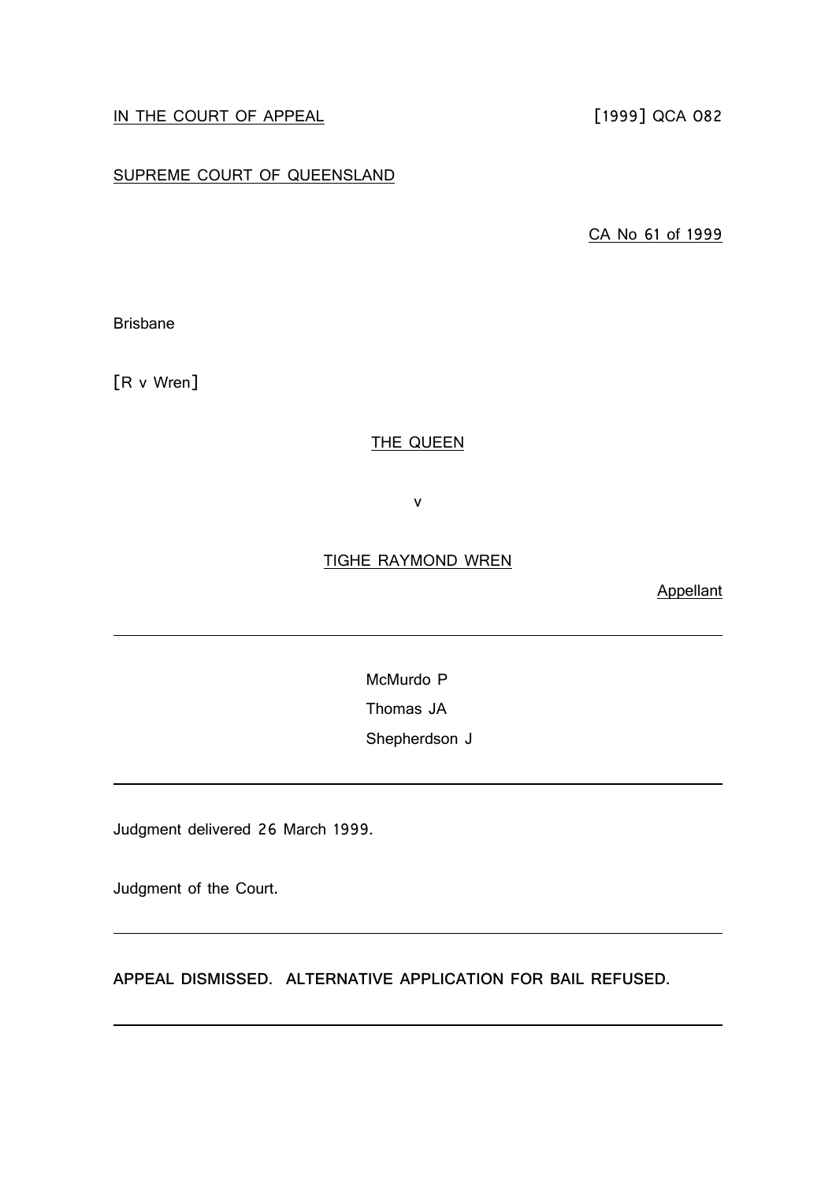IN THE COURT OF APPEAL [1999] QCA 082

SUPREME COURT OF QUEENSLAND

CA No 61 of 1999

Brisbane

[R v Wren]

THE QUEEN

v

TIGHE RAYMOND WREN

Appellant

---

McMurdo P

Thomas JA

Shepherdson J

---

Judgment delivered 26 March 1999.

Judgment of the Court.

---

**APPEAL DISMISSED. ALTERNATIVE APPLICATION FOR BAIL REFUSED.**

---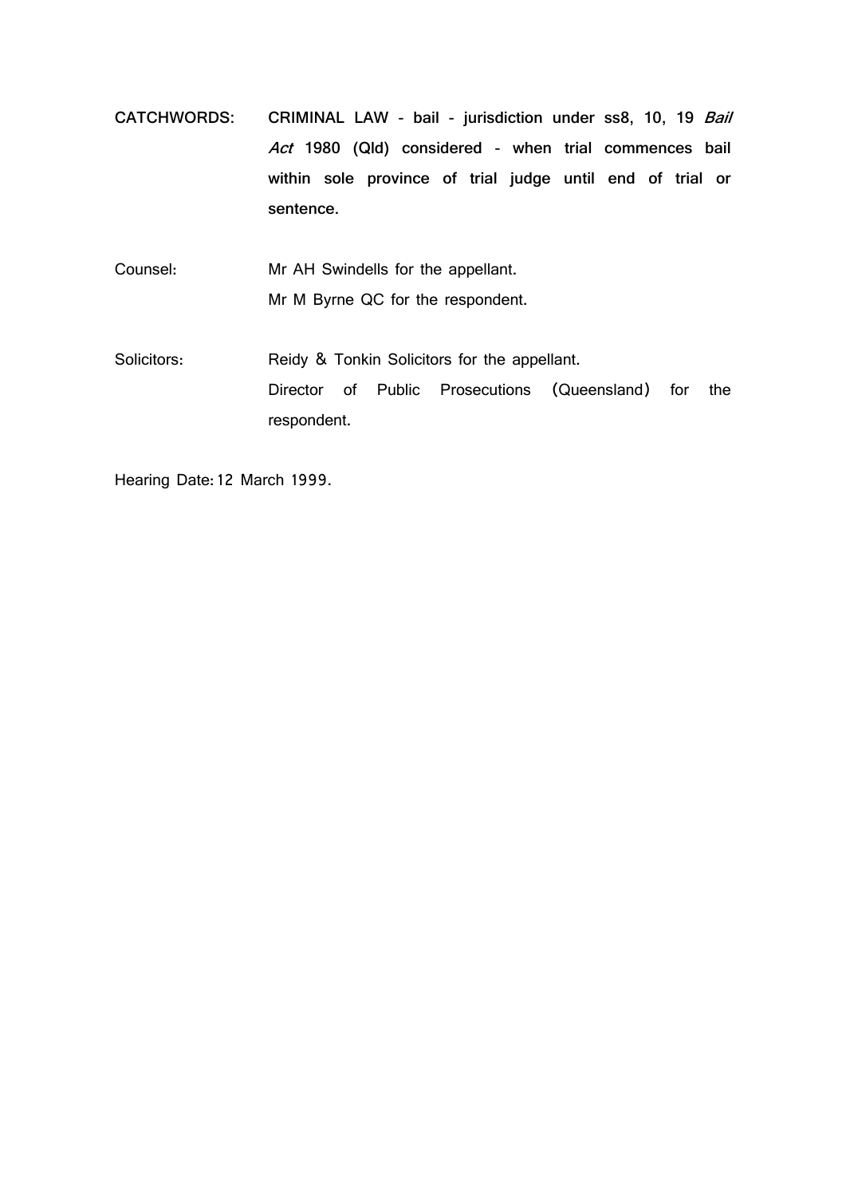**CATCHWORDS:** **CRIMINAL LAW - bail - jurisdiction under ss8, 10, 19 *Bail Act* 1980 (Qld) considered - when trial commences bail within sole province of trial judge until end of trial or sentence.**

Counsel: Mr AH Swindells for the appellant.
Mr M Byrne QC for the respondent.

Solicitors: Reidy & Tonkin Solicitors for the appellant.
Director of Public Prosecutions (Queensland) for the respondent.

Hearing Date: 12 March 1999.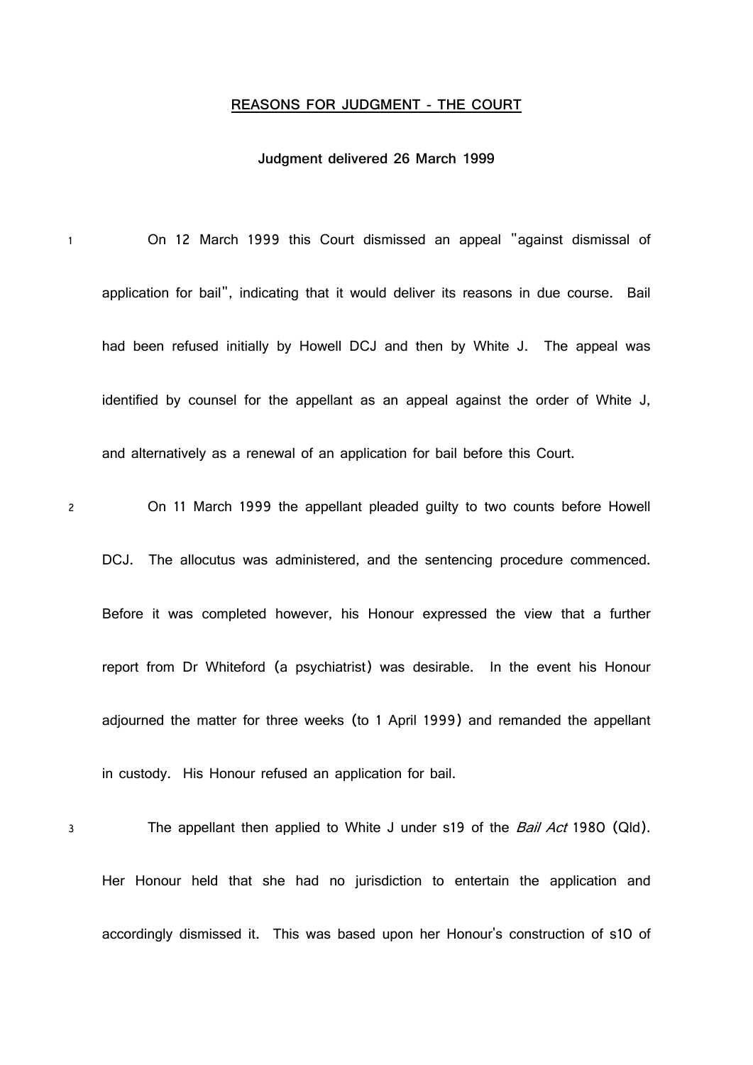**REASONS FOR JUDGMENT - THE COURT**

**Judgment delivered 26 March 1999**

1 On 12 March 1999 this Court dismissed an appeal "against dismissal of application for bail", indicating that it would deliver its reasons in due course. Bail had been refused initially by Howell DCJ and then by White J. The appeal was identified by counsel for the appellant as an appeal against the order of White J, and alternatively as a renewal of an application for bail before this Court.

2 On 11 March 1999 the appellant pleaded guilty to two counts before Howell DCJ. The allocutus was administered, and the sentencing procedure commenced. Before it was completed however, his Honour expressed the view that a further report from Dr Whiteford (a psychiatrist) was desirable. In the event his Honour adjourned the matter for three weeks (to 1 April 1999) and remanded the appellant in custody. His Honour refused an application for bail.

3 The appellant then applied to White J under s19 of the *Bail Act* 1980 (Qld). Her Honour held that she had no jurisdiction to entertain the application and accordingly dismissed it. This was based upon her Honour's construction of s10 of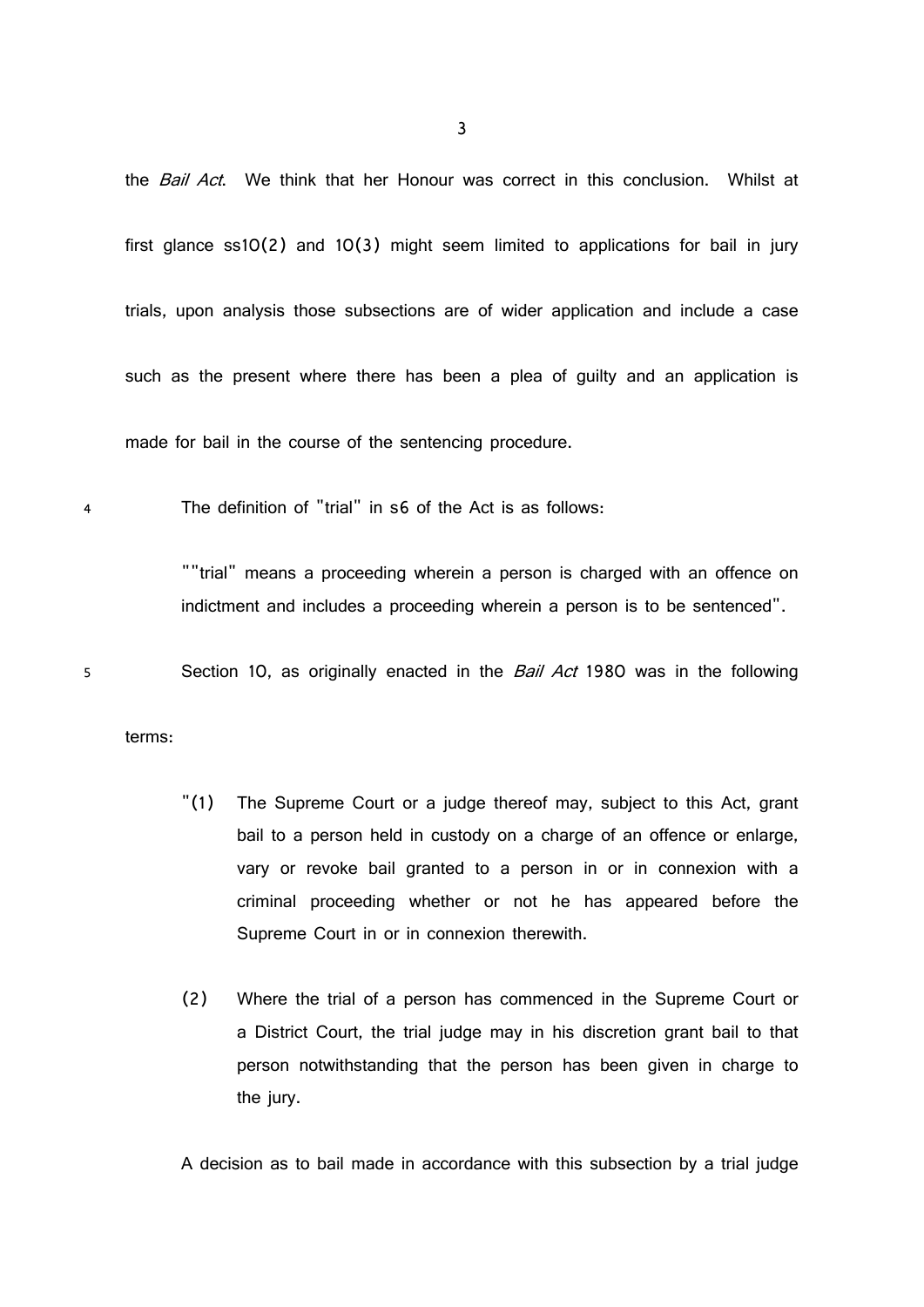the *Bail Act*. We think that her Honour was correct in this conclusion. Whilst at first glance ss10(2) and 10(3) might seem limited to applications for bail in jury trials, upon analysis those subsections are of wider application and include a case such as the present where there has been a plea of guilty and an application is made for bail in the course of the sentencing procedure.

4 The definition of "trial" in s6 of the Act is as follows:

> ""trial" means a proceeding wherein a person is charged with an offence on indictment and includes a proceeding wherein a person is to be sentenced".

5 Section 10, as originally enacted in the *Bail Act* 1980 was in the following terms:

> "(1) The Supreme Court or a judge thereof may, subject to this Act, grant bail to a person held in custody on a charge of an offence or enlarge, vary or revoke bail granted to a person in or in connexion with a criminal proceeding whether or not he has appeared before the Supreme Court in or in connexion therewith.
>
> (2) Where the trial of a person has commenced in the Supreme Court or a District Court, the trial judge may in his discretion grant bail to that person notwithstanding that the person has been given in charge to the jury.
>
> A decision as to bail made in accordance with this subsection by a trial judge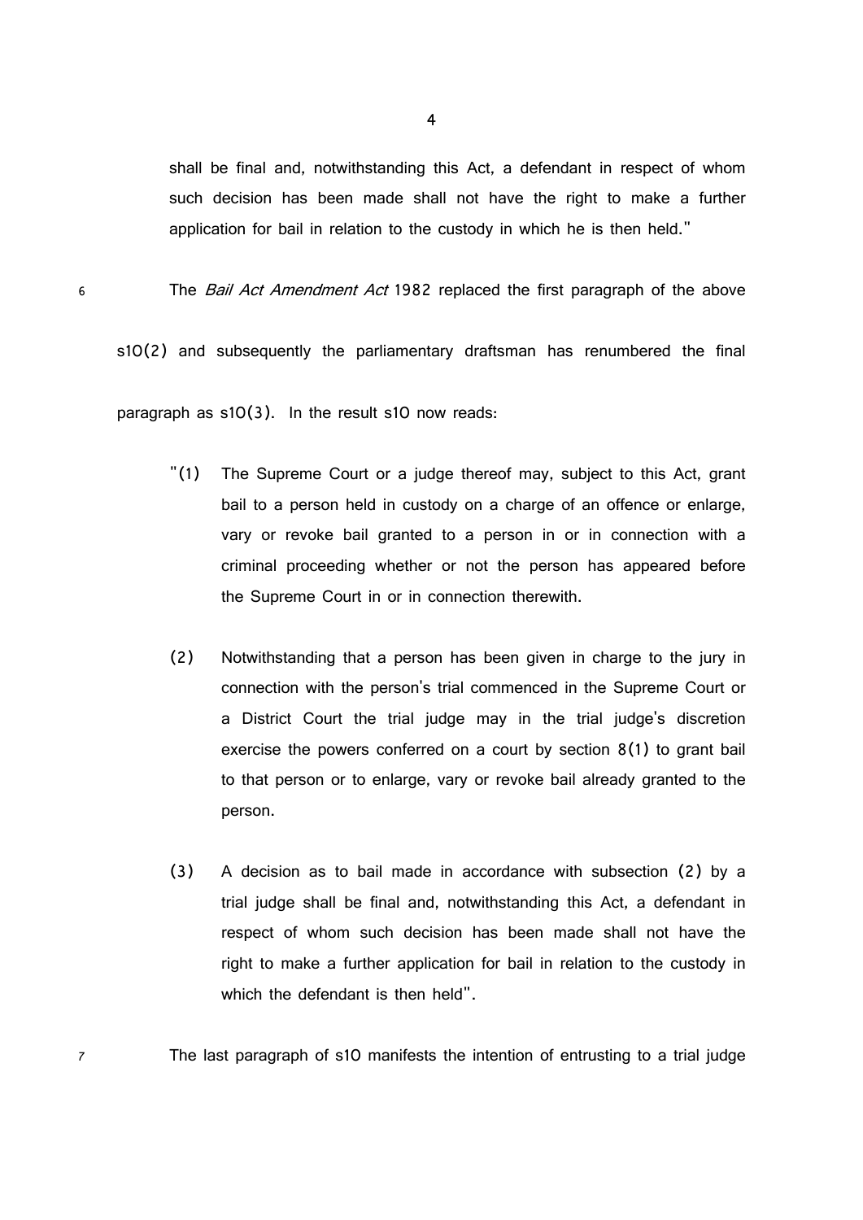shall be final and, notwithstanding this Act, a defendant in respect of whom such decision has been made shall not have the right to make a further application for bail in relation to the custody in which he is then held."

6 The *Bail Act Amendment Act* 1982 replaced the first paragraph of the above s10(2) and subsequently the parliamentary draftsman has renumbered the final paragraph as s10(3). In the result s10 now reads:

> "(1) The Supreme Court or a judge thereof may, subject to this Act, grant bail to a person held in custody on a charge of an offence or enlarge, vary or revoke bail granted to a person in or in connection with a criminal proceeding whether or not the person has appeared before the Supreme Court in or in connection therewith.
>
> (2) Notwithstanding that a person has been given in charge to the jury in connection with the person's trial commenced in the Supreme Court or a District Court the trial judge may in the trial judge's discretion exercise the powers conferred on a court by section 8(1) to grant bail to that person or to enlarge, vary or revoke bail already granted to the person.
>
> (3) A decision as to bail made in accordance with subsection (2) by a trial judge shall be final and, notwithstanding this Act, a defendant in respect of whom such decision has been made shall not have the right to make a further application for bail in relation to the custody in which the defendant is then held".

7 The last paragraph of s10 manifests the intention of entrusting to a trial judge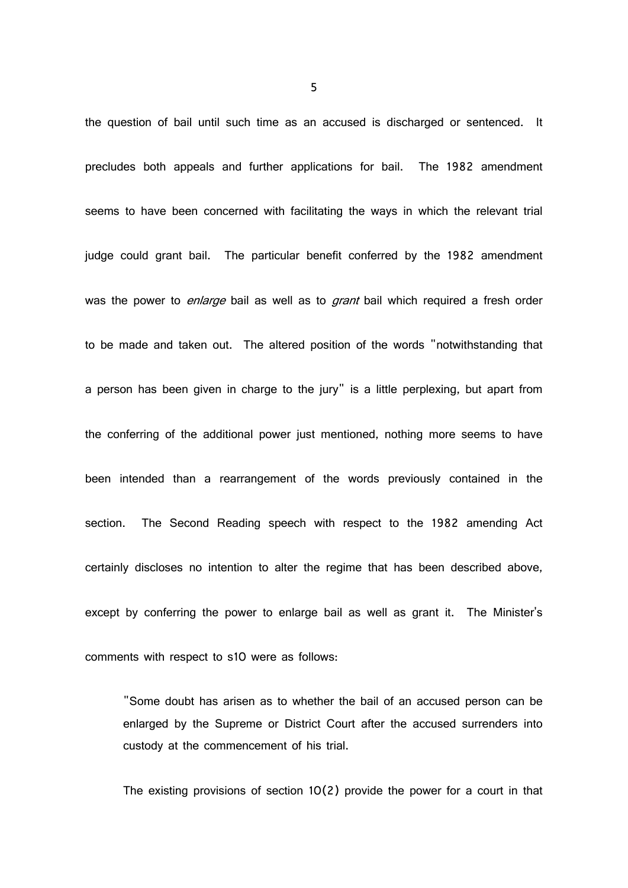the question of bail until such time as an accused is discharged or sentenced. It precludes both appeals and further applications for bail. The 1982 amendment seems to have been concerned with facilitating the ways in which the relevant trial judge could grant bail. The particular benefit conferred by the 1982 amendment was the power to *enlarge* bail as well as to *grant* bail which required a fresh order to be made and taken out. The altered position of the words "notwithstanding that a person has been given in charge to the jury" is a little perplexing, but apart from the conferring of the additional power just mentioned, nothing more seems to have been intended than a rearrangement of the words previously contained in the section. The Second Reading speech with respect to the 1982 amending Act certainly discloses no intention to alter the regime that has been described above, except by conferring the power to enlarge bail as well as grant it. The Minister's comments with respect to s10 were as follows:

> "Some doubt has arisen as to whether the bail of an accused person can be enlarged by the Supreme or District Court after the accused surrenders into custody at the commencement of his trial.
>
> The existing provisions of section 10(2) provide the power for a court in that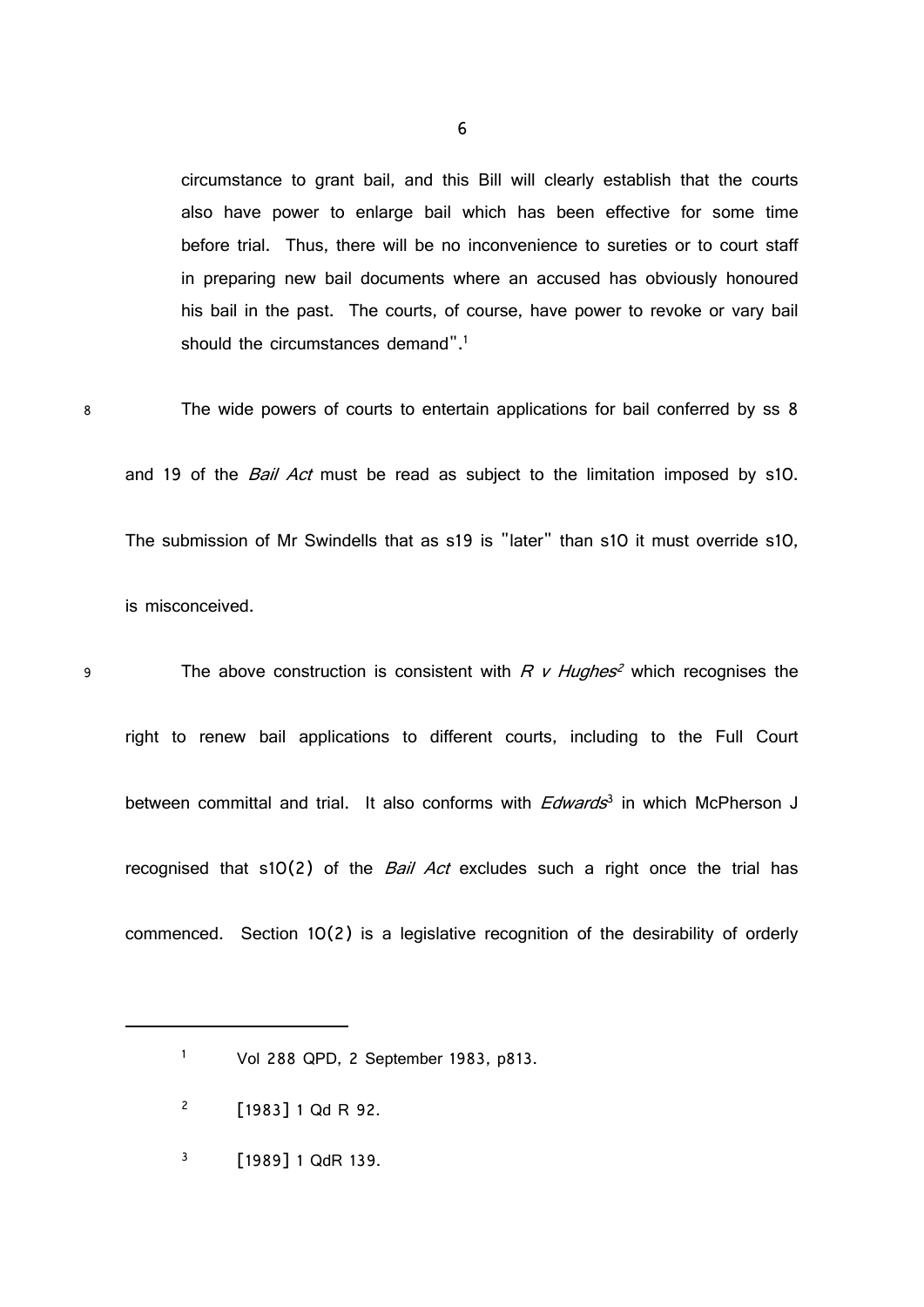circumstance to grant bail, and this Bill will clearly establish that the courts also have power to enlarge bail which has been effective for some time before trial. Thus, there will be no inconvenience to sureties or to court staff in preparing new bail documents where an accused has obviously honoured his bail in the past. The courts, of course, have power to revoke or vary bail should the circumstances demand".[1]

8 The wide powers of courts to entertain applications for bail conferred by ss 8 and 19 of the *Bail Act* must be read as subject to the limitation imposed by s10. The submission of Mr Swindells that as s19 is "later" than s10 it must override s10, is misconceived.

9 The above construction is consistent with *R v Hughes*[2] which recognises the right to renew bail applications to different courts, including to the Full Court between committal and trial. It also conforms with *Edwards*[3] in which McPherson J recognised that s10(2) of the *Bail Act* excludes such a right once the trial has commenced. Section 10(2) is a legislative recognition of the desirability of orderly

---

[1] Vol 288 QPD, 2 September 1983, p813.

[2] [1983] 1 Qd R 92.

[3] [1989] 1 QdR 139.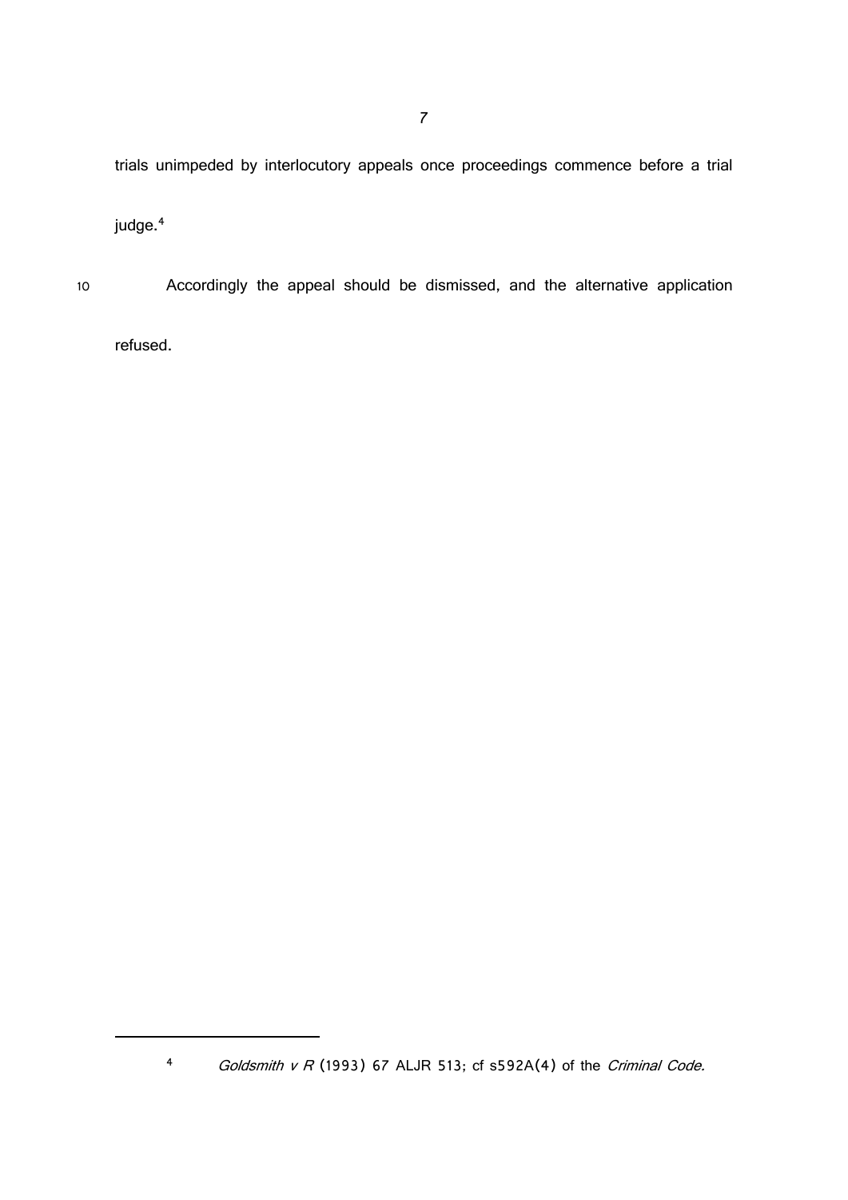trials unimpeded by interlocutory appeals once proceedings commence before a trial judge.[4]

Accordingly the appeal should be dismissed, and the alternative application refused.

---

[4] *Goldsmith v R* (1993) 67 ALJR 513; cf s592A(4) of the *Criminal Code*.